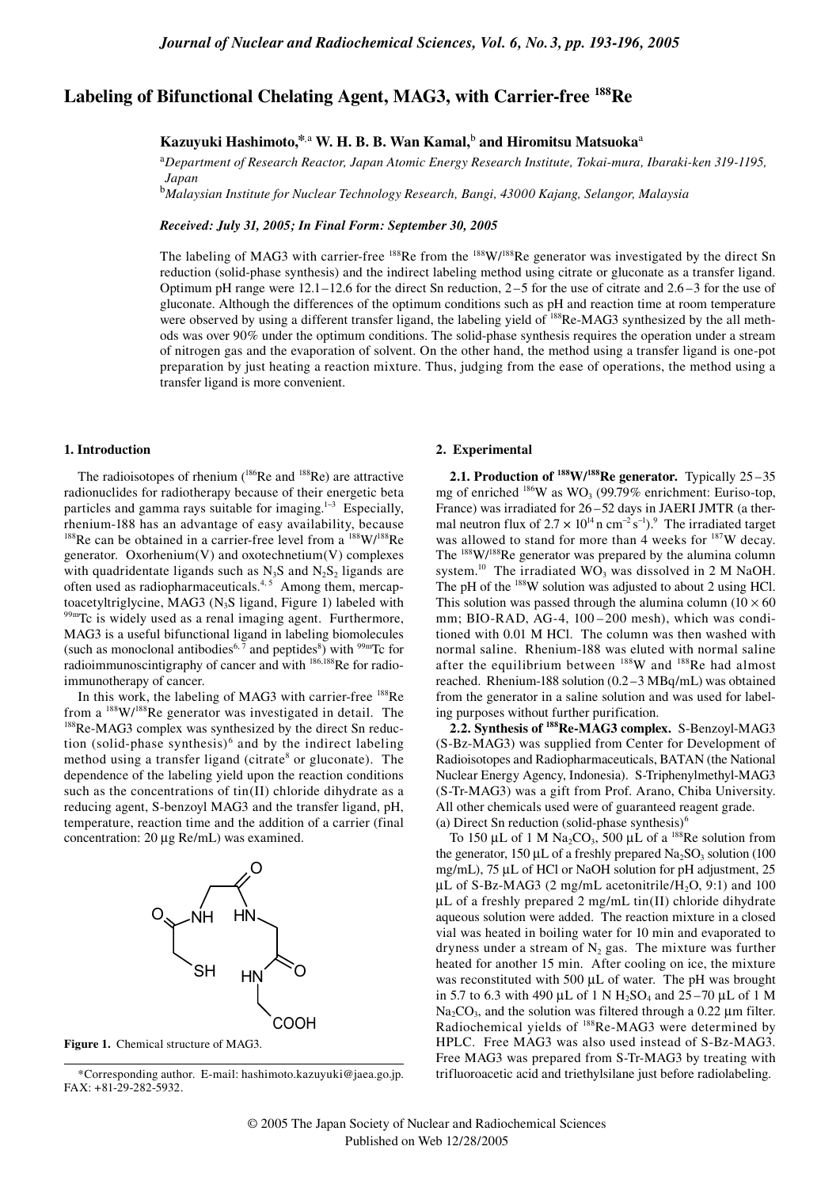# Labeling of Bifunctional Chelating Agent, MAG3, with Carrier-free $^{188}$Re

**Kazuyuki Hashimoto,*[a] W. H. B. B. Wan Kamal,[b] and Hiromitsu Matsuoka[a]**

[a] *Department of Research Reactor, Japan Atomic Energy Research Institute, Tokai-mura, Ibaraki-ken 319-1195, Japan*

[b] *Malaysian Institute for Nuclear Technology Research, Bangi, 43000 Kajang, Selangor, Malaysia*

***Received: July 31, 2005; In Final Form: September 30, 2005***

The labeling of MAG3 with carrier-free $^{188}$Re from the $^{188}$W/$^{188}$Re generator was investigated by the direct Sn reduction (solid-phase synthesis) and the indirect labeling method using citrate or gluconate as a transfer ligand. Optimum pH range were 12.1–12.6 for the direct Sn reduction, 2–5 for the use of citrate and 2.6–3 for the use of gluconate. Although the differences of the optimum conditions such as pH and reaction time at room temperature were observed by using a different transfer ligand, the labeling yield of $^{188}$Re-MAG3 synthesized by the all methods was over 90% under the optimum conditions. The solid-phase synthesis requires the operation under a stream of nitrogen gas and the evaporation of solvent. On the other hand, the method using a transfer ligand is one-pot preparation by just heating a reaction mixture. Thus, judging from the ease of operations, the method using a transfer ligand is more convenient.

## 1. Introduction

The radioisotopes of rhenium ($^{186}$Re and $^{188}$Re) are attractive radionuclides for radiotherapy because of their energetic beta particles and gamma rays suitable for imaging.[1–3] Especially, rhenium-188 has an advantage of easy availability, because $^{188}$Re can be obtained in a carrier-free level from a $^{188}$W/$^{188}$Re generator. Oxorhenium(V) and oxotechnetium(V) complexes with quadridentate ligands such as $N_3S$ and $N_2S_2$ ligands are often used as radiopharmaceuticals.[4, 5] Among them, mercaptoacetyltriglycine, MAG3 ($N_3S$ ligand, Figure 1) labeled with $^{99m}$Tc is widely used as a renal imaging agent. Furthermore, MAG3 is a useful bifunctional ligand in labeling biomolecules (such as monoclonal antibodies[6, 7] and peptides[8]) with $^{99m}$Tc for radioimmunoscintigraphy of cancer and with $^{186,188}$Re for radioimmunotherapy of cancer.

In this work, the labeling of MAG3 with carrier-free $^{188}$Re from a $^{188}$W/$^{188}$Re generator was investigated in detail. The $^{188}$Re-MAG3 complex was synthesized by the direct Sn reduction (solid-phase synthesis)[6] and by the indirect labeling method using a transfer ligand (citrate[8] or gluconate). The dependence of the labeling yield upon the reaction conditions such as the concentrations of tin(II) chloride dihydrate as a reducing agent, S-benzoyl MAG3 and the transfer ligand, pH, temperature, reaction time and the addition of a carrier (final concentration: 20 μg Re/mL) was examined.

**Figure 1.** Chemical structure of MAG3.

*Corresponding author. E-mail: hashimoto.kazuyuki@jaea.go.jp. FAX: +81-29-282-5932.

## 2. Experimental

**2.1. Production of $^{188}$W/$^{188}$Re generator.** Typically 25–35 mg of enriched $^{186}$W as $WO_3$ (99.79% enrichment: Euriso-top, France) was irradiated for 26–52 days in JAERI JMTR (a thermal neutron flux of $2.7 \times 10^{14}$ n cm$^{-2}$ s$^{-1}$).[9] The irradiated target was allowed to stand for more than 4 weeks for $^{187}$W decay. The $^{188}$W/$^{188}$Re generator was prepared by the alumina column system.[10] The irradiated $WO_3$ was dissolved in 2 M NaOH. The pH of the $^{188}$W solution was adjusted to about 2 using HCl. This solution was passed through the alumina column (10 × 60 mm; BIO-RAD, AG-4, 100–200 mesh), which was conditioned with 0.01 M HCl. The column was then washed with normal saline. Rhenium-188 was eluted with normal saline after the equilibrium between $^{188}$W and $^{188}$Re had almost reached. Rhenium-188 solution (0.2–3 MBq/mL) was obtained from the generator in a saline solution and was used for labeling purposes without further purification.

**2.2. Synthesis of $^{188}$Re-MAG3 complex.** S-Benzoyl-MAG3 (S-Bz-MAG3) was supplied from Center for Development of Radioisotopes and Radiopharmaceuticals, BATAN (the National Nuclear Energy Agency, Indonesia). S-Triphenylmethyl-MAG3 (S-Tr-MAG3) was a gift from Prof. Arano, Chiba University. All other chemicals used were of guaranteed reagent grade.

(a) Direct Sn reduction (solid-phase synthesis)[6]

To 150 μL of 1 M $Na_2CO_3$, 500 μL of a $^{188}$Re solution from the generator, 150 μL of a freshly prepared $Na_2SO_3$ solution (100 mg/mL), 75 μL of HCl or NaOH solution for pH adjustment, 25 μL of S-Bz-MAG3 (2 mg/mL acetonitrile/$H_2O$, 9:1) and 100 μL of a freshly prepared 2 mg/mL tin(II) chloride dihydrate aqueous solution were added. The reaction mixture in a closed vial was heated in boiling water for 10 min and evaporated to dryness under a stream of $N_2$ gas. The mixture was further heated for another 15 min. After cooling on ice, the mixture was reconstituted with 500 μL of water. The pH was brought in 5.7 to 6.3 with 490 μL of 1 N $H_2SO_4$ and 25–70 μL of 1 M $Na_2CO_3$, and the solution was filtered through a 0.22 μm filter. Radiochemical yields of $^{188}$Re-MAG3 were determined by HPLC. Free MAG3 was also used instead of S-Bz-MAG3. Free MAG3 was prepared from S-Tr-MAG3 by treating with trifluoroacetic acid and triethylsilane just before radiolabeling.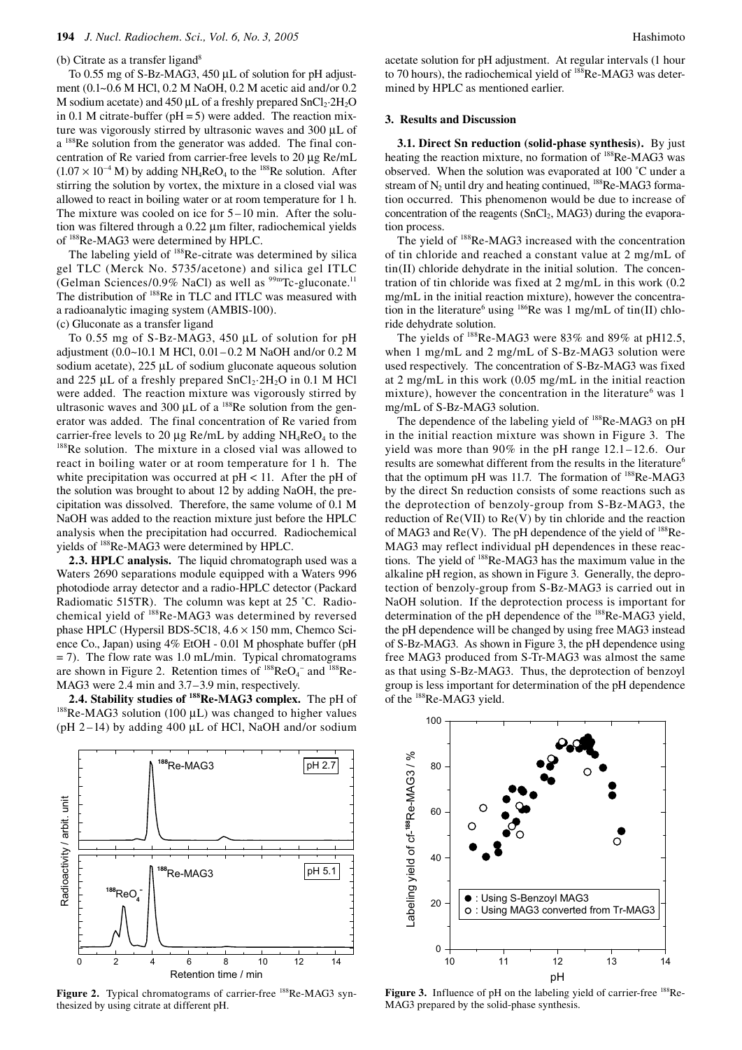(b) Citrate as a transfer ligand[8]

To 0.55 mg of S-Bz-MAG3, 450 µL of solution for pH adjustment (0.1~0.6 M HCl, 0.2 M NaOH, 0.2 M acetic aid and/or 0.2 M sodium acetate) and 450 µL of a freshly prepared $SnCl_2{\cdot}2H_2O$ in 0.1 M citrate-buffer (pH = 5) were added. The reaction mixture was vigorously stirred by ultrasonic waves and 300 µL of a $^{188}$Re solution from the generator was added. The final concentration of Re varied from carrier-free levels to 20 µg Re/mL ($1.07 \times 10^{-4}$ M) by adding $NH_4ReO_4$ to the $^{188}$Re solution. After stirring the solution by vortex, the mixture in a closed vial was allowed to react in boiling water or at room temperature for 1 h. The mixture was cooled on ice for 5–10 min. After the solution was filtered through a 0.22 µm filter, radiochemical yields of $^{188}$Re-MAG3 were determined by HPLC.

The labeling yield of $^{188}$Re-citrate was determined by silica gel TLC (Merck No. 5735/acetone) and silica gel ITLC (Gelman Sciences/0.9% NaCl) as well as $^{99m}$Tc-gluconate.[11] The distribution of $^{188}$Re in TLC and ITLC was measured with a radioanalytic imaging system (AMBIS-100).

(c) Gluconate as a transfer ligand

To 0.55 mg of S-Bz-MAG3, 450 µL of solution for pH adjustment (0.0~10.1 M HCl, 0.01–0.2 M NaOH and/or 0.2 M sodium acetate), 225 µL of sodium gluconate aqueous solution and 225 µL of a freshly prepared $SnCl_2{\cdot}2H_2O$ in 0.1 M HCl were added. The reaction mixture was vigorously stirred by ultrasonic waves and 300 µL of a $^{188}$Re solution from the generator was added. The final concentration of Re varied from carrier-free levels to 20 µg Re/mL by adding $NH_4ReO_4$ to the $^{188}$Re solution. The mixture in a closed vial was allowed to react in boiling water or at room temperature for 1 h. The white precipitation was occurred at pH < 11. After the pH of the solution was brought to about 12 by adding NaOH, the precipitation was dissolved. Therefore, the same volume of 0.1 M NaOH was added to the reaction mixture just before the HPLC analysis when the precipitation had occurred. Radiochemical yields of $^{188}$Re-MAG3 were determined by HPLC.

**2.3. HPLC analysis.** The liquid chromatograph used was a Waters 2690 separations module equipped with a Waters 996 photodiode array detector and a radio-HPLC detector (Packard Radiomatic 515TR). The column was kept at 25 ˚C. Radiochemical yield of $^{188}$Re-MAG3 was determined by reversed phase HPLC (Hypersil BDS-5C18, 4.6 × 150 mm, Chemco Science Co., Japan) using 4% EtOH - 0.01 M phosphate buffer (pH = 7). The flow rate was 1.0 mL/min. Typical chromatograms are shown in Figure 2. Retention times of $^{188}ReO_4^-$ and $^{188}$Re-MAG3 were 2.4 min and 3.7–3.9 min, respectively.

**2.4. Stability studies of $^{188}$Re-MAG3 complex.** The pH of $^{188}$Re-MAG3 solution (100 µL) was changed to higher values (pH 2–14) by adding 400 µL of HCl, NaOH and/or sodium acetate solution for pH adjustment. At regular intervals (1 hour to 70 hours), the radiochemical yield of $^{188}$Re-MAG3 was determined by HPLC as mentioned earlier.

**Figure 2.** Typical chromatograms of carrier-free $^{188}$Re-MAG3 synthesized by using citrate at different pH.

## 3. Results and Discussion

**3.1. Direct Sn reduction (solid-phase synthesis).** By just heating the reaction mixture, no formation of $^{188}$Re-MAG3 was observed. When the solution was evaporated at 100 ˚C under a stream of $N_2$ until dry and heating continued, $^{188}$Re-MAG3 formation occurred. This phenomenon would be due to increase of concentration of the reagents ($SnCl_2$, MAG3) during the evaporation process.

The yield of $^{188}$Re-MAG3 increased with the concentration of tin chloride and reached a constant value at 2 mg/mL of tin(II) chloride dehydrate in the initial solution. The concentration of tin chloride was fixed at 2 mg/mL in this work (0.2 mg/mL in the initial reaction mixture), however the concentration in the literature[6] using $^{186}$Re was 1 mg/mL of tin(II) chloride dehydrate solution.

The yields of $^{188}$Re-MAG3 were 83% and 89% at pH12.5, when 1 mg/mL and 2 mg/mL of S-Bz-MAG3 solution were used respectively. The concentration of S-Bz-MAG3 was fixed at 2 mg/mL in this work (0.05 mg/mL in the initial reaction mixture), however the concentration in the literature[6] was 1 mg/mL of S-Bz-MAG3 solution.

The dependence of the labeling yield of $^{188}$Re-MAG3 on pH in the initial reaction mixture was shown in Figure 3. The yield was more than 90% in the pH range 12.1–12.6. Our results are somewhat different from the results in the literature[6] that the optimum pH was 11.7. The formation of $^{188}$Re-MAG3 by the direct Sn reduction consists of some reactions such as the deprotection of benzoly-group from S-Bz-MAG3, the reduction of Re(VII) to Re(V) by tin chloride and the reaction of MAG3 and Re(V). The pH dependence of the yield of $^{188}$Re-MAG3 may reflect individual pH dependences in these reactions. The yield of $^{188}$Re-MAG3 has the maximum value in the alkaline pH region, as shown in Figure 3. Generally, the deprotection of benzoly-group from S-Bz-MAG3 is carried out in NaOH solution. If the deprotection process is important for determination of the pH dependence of the $^{188}$Re-MAG3 yield, the pH dependence will be changed by using free MAG3 instead of S-Bz-MAG3. As shown in Figure 3, the pH dependence using free MAG3 produced from S-Tr-MAG3 was almost the same as that using S-Bz-MAG3. Thus, the deprotection of benzoyl group is less important for determination of the pH dependence of the $^{188}$Re-MAG3 yield.

**Figure 3.** Influence of pH on the labeling yield of carrier-free $^{188}$Re-MAG3 prepared by the solid-phase synthesis.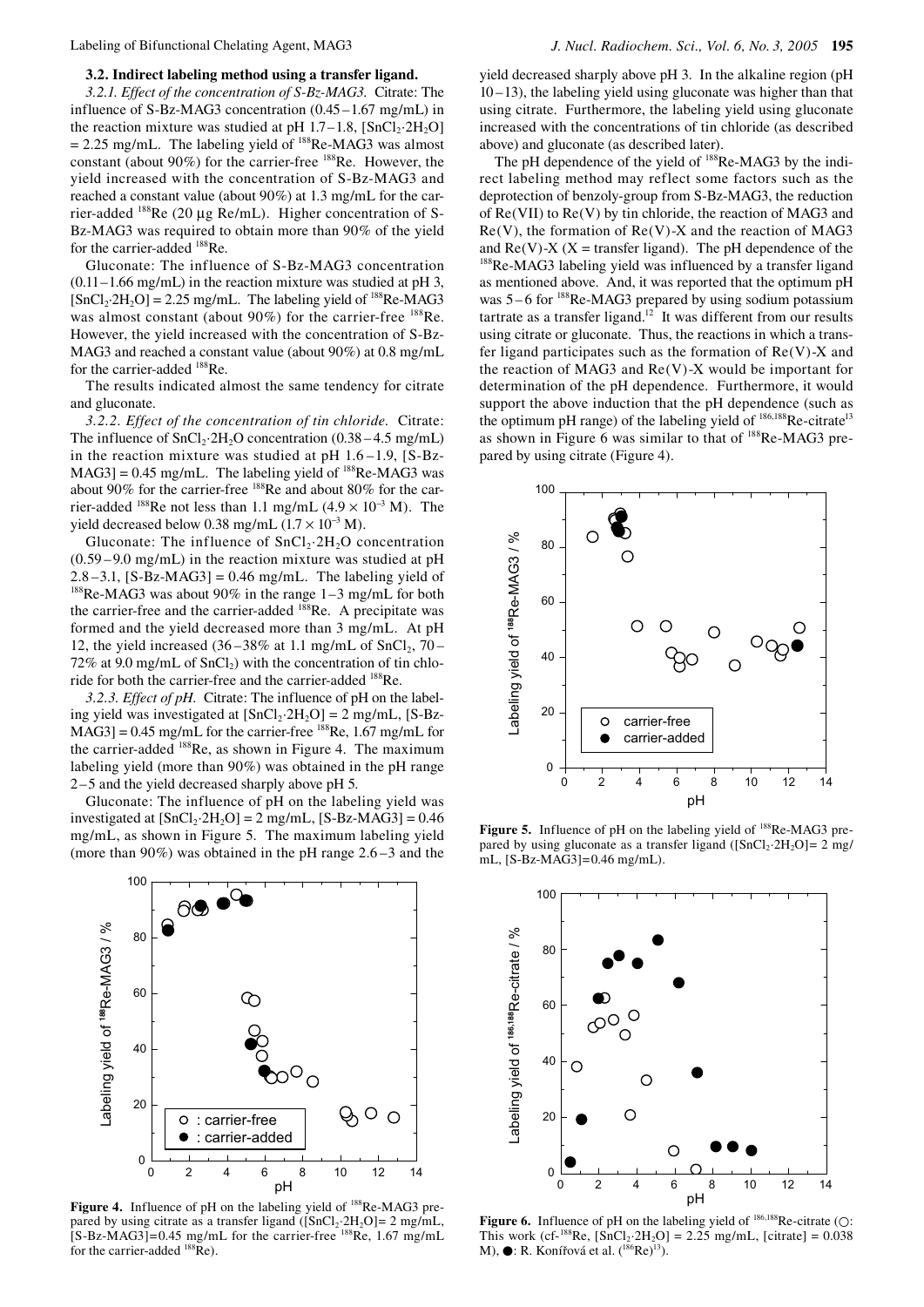### 3.2. Indirect labeling method using a transfer ligand.

*3.2.1. Effect of the concentration of S-Bz-MAG3.* Citrate: The influence of S-Bz-MAG3 concentration (0.45 – 1.67 mg/mL) in the reaction mixture was studied at pH 1.7 – 1.8, [$SnCl_2 \cdot 2H_2O$] = 2.25 mg/mL. The labeling yield of $^{188}$Re-MAG3 was almost constant (about 90%) for the carrier-free $^{188}$Re. However, the yield increased with the concentration of S-Bz-MAG3 and reached a constant value (about 90%) at 1.3 mg/mL for the carrier-added $^{188}$Re (20 μg Re/mL). Higher concentration of S-Bz-MAG3 was required to obtain more than 90% of the yield for the carrier-added $^{188}$Re.

Gluconate: The influence of S-Bz-MAG3 concentration (0.11 – 1.66 mg/mL) in the reaction mixture was studied at pH 3, [$SnCl_2 \cdot 2H_2O$] = 2.25 mg/mL. The labeling yield of $^{188}$Re-MAG3 was almost constant (about 90%) for the carrier-free $^{188}$Re. However, the yield increased with the concentration of S-Bz-MAG3 and reached a constant value (about 90%) at 0.8 mg/mL for the carrier-added $^{188}$Re.

The results indicated almost the same tendency for citrate and gluconate.

*3.2.2. Effect of the concentration of tin chloride.* Citrate: The influence of $SnCl_2 \cdot 2H_2O$ concentration (0.38 – 4.5 mg/mL) in the reaction mixture was studied at pH 1.6 – 1.9, [S-Bz-MAG3] = 0.45 mg/mL. The labeling yield of $^{188}$Re-MAG3 was about 90% for the carrier-free $^{188}$Re and about 80% for the carrier-added $^{188}$Re not less than 1.1 mg/mL ($4.9 \times 10^{-3}$ M). The yield decreased below 0.38 mg/mL ($1.7 \times 10^{-3}$ M).

Gluconate: The influence of $SnCl_2 \cdot 2H_2O$ concentration (0.59 – 9.0 mg/mL) in the reaction mixture was studied at pH 2.8 – 3.1, [S-Bz-MAG3] = 0.46 mg/mL. The labeling yield of $^{188}$Re-MAG3 was about 90% in the range 1 – 3 mg/mL for both the carrier-free and the carrier-added $^{188}$Re. A precipitate was formed and the yield decreased more than 3 mg/mL. At pH 12, the yield increased (36 – 38% at 1.1 mg/mL of $SnCl_2$, 70 – 72% at 9.0 mg/mL of $SnCl_2$) with the concentration of tin chloride for both the carrier-free and the carrier-added $^{188}$Re.

*3.2.3. Effect of pH.* Citrate: The influence of pH on the labeling yield was investigated at [$SnCl_2 \cdot 2H_2O$] = 2 mg/mL, [S-Bz-MAG3] = 0.45 mg/mL for the carrier-free $^{188}$Re, 1.67 mg/mL for the carrier-added $^{188}$Re, as shown in Figure 4. The maximum labeling yield (more than 90%) was obtained in the pH range 2 – 5 and the yield decreased sharply above pH 5.

Gluconate: The influence of pH on the labeling yield was investigated at [$SnCl_2 \cdot 2H_2O$] = 2 mg/mL, [S-Bz-MAG3] = 0.46 mg/mL, as shown in Figure 5. The maximum labeling yield (more than 90%) was obtained in the pH range 2.6 – 3 and the yield decreased sharply above pH 3. In the alkaline region (pH 10 – 13), the labeling yield using gluconate was higher than that using citrate. Furthermore, the labeling yield using gluconate increased with the concentrations of tin chloride (as described above) and gluconate (as described later).

**Figure 4.** Influence of pH on the labeling yield of $^{188}$Re-MAG3 prepared by using citrate as a transfer ligand ([$SnCl_2 \cdot 2H_2O$]= 2 mg/mL, [S-Bz-MAG3]=0.45 mg/mL for the carrier-free $^{188}$Re, 1.67 mg/mL for the carrier-added $^{188}$Re).

The pH dependence of the yield of $^{188}$Re-MAG3 by the indirect labeling method may reflect some factors such as the deprotection of benzoly-group from S-Bz-MAG3, the reduction of Re(VII) to Re(V) by tin chloride, the reaction of MAG3 and Re(V), the formation of Re(V)-X and the reaction of MAG3 and Re(V)-X (X = transfer ligand). The pH dependence of the $^{188}$Re-MAG3 labeling yield was influenced by a transfer ligand as mentioned above. And, it was reported that the optimum pH was 5 – 6 for $^{188}$Re-MAG3 prepared by using sodium potassium tartrate as a transfer ligand.[12] It was different from our results using citrate or gluconate. Thus, the reactions in which a transfer ligand participates such as the formation of Re(V)-X and the reaction of MAG3 and Re(V)-X would be important for determination of the pH dependence. Furthermore, it would support the above induction that the pH dependence (such as the optimum pH range) of the labeling yield of $^{186,188}$Re-citrate[13] as shown in Figure 6 was similar to that of $^{188}$Re-MAG3 prepared by using citrate (Figure 4).

**Figure 5.** Influence of pH on the labeling yield of $^{188}$Re-MAG3 prepared by using gluconate as a transfer ligand ([$SnCl_2 \cdot 2H_2O$]= 2 mg/mL, [S-Bz-MAG3]=0.46 mg/mL).

**Figure 6.** Influence of pH on the labeling yield of $^{186,188}$Re-citrate (○: This work (cf-$^{188}$Re, [$SnCl_2 \cdot 2H_2O$] = 2.25 mg/mL, [citrate] = 0.038 M), ●: R. Kofířová et al. ($^{186}$Re)[13]).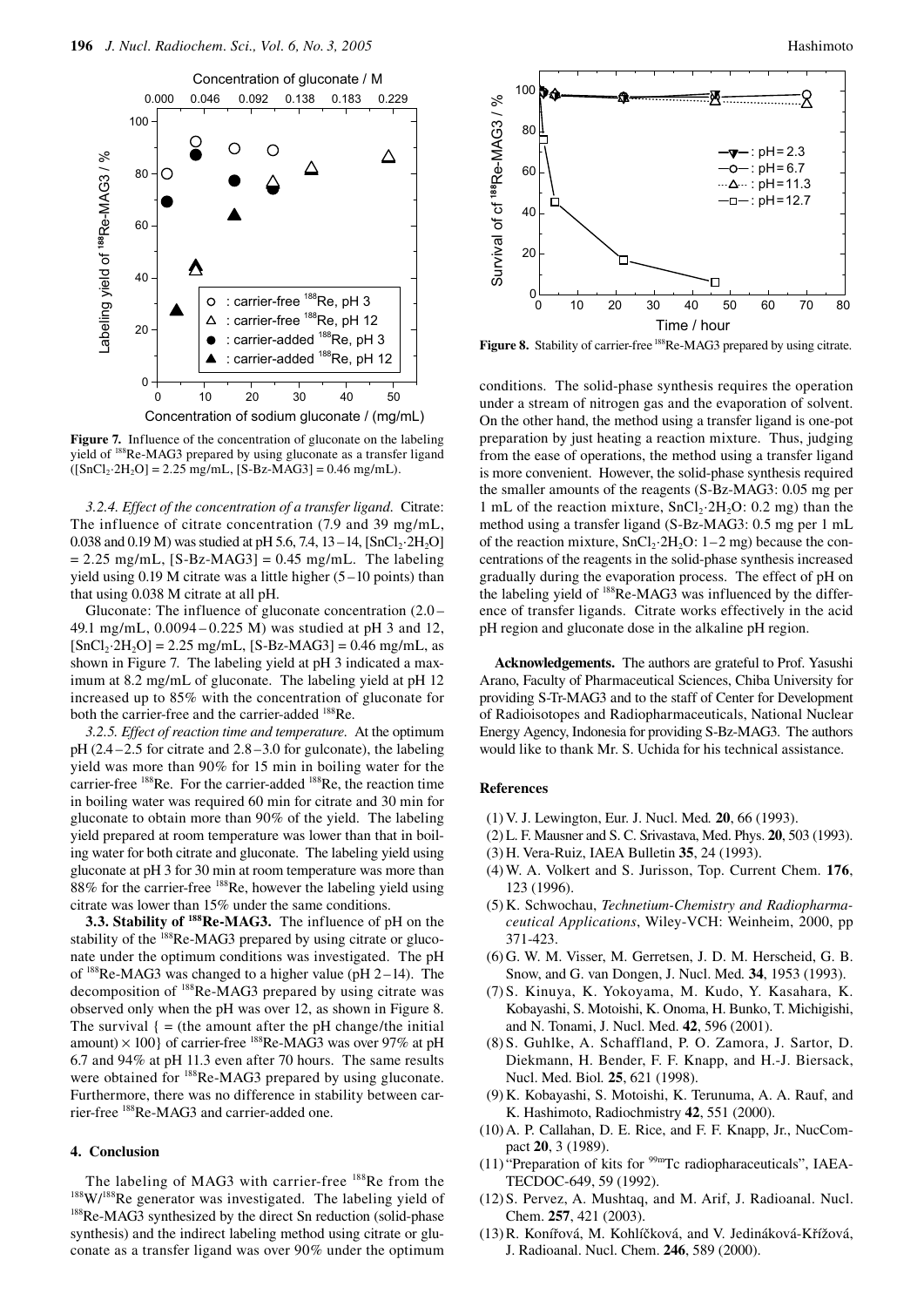Concentration of gluconate / M

0.000 0.046 0.092 0.138 0.183 0.229

Labeling yield of $^{188}$Re-MAG3 / %

100 80 60 40 20 0

0 10 20 30 40 50

Concentration of sodium gluconate / (mg/mL)

○ : carrier-free $^{188}$Re, pH 3
△ : carrier-free $^{188}$Re, pH 12
● : carrier-added $^{188}$Re, pH 3
▲ : carrier-added $^{188}$Re, pH 12

**Figure 7.** Influence of the concentration of gluconate on the labeling yield of $^{188}$Re-MAG3 prepared by using gluconate as a transfer ligand ($[SnCl_2 \cdot 2H_2O]$ = 2.25 mg/mL, [S-Bz-MAG3] = 0.46 mg/mL).

*3.2.4. Effect of the concentration of a transfer ligand.* Citrate: The influence of citrate concentration (7.9 and 39 mg/mL, 0.038 and 0.19 M) was studied at pH 5.6, 7.4, 13–14, $[SnCl_2 \cdot 2H_2O]$ = 2.25 mg/mL, [S-Bz-MAG3] = 0.45 mg/mL. The labeling yield using 0.19 M citrate was a little higher (5–10 points) than that using 0.038 M citrate at all pH.

Gluconate: The influence of gluconate concentration (2.0–49.1 mg/mL, 0.0094–0.225 M) was studied at pH 3 and 12, $[SnCl_2 \cdot 2H_2O]$ = 2.25 mg/mL, [S-Bz-MAG3] = 0.46 mg/mL, as shown in Figure 7. The labeling yield at pH 3 indicated a maximum at 8.2 mg/mL of gluconate. The labeling yield at pH 12 increased up to 85% with the concentration of gluconate for both the carrier-free and the carrier-added $^{188}$Re.

*3.2.5. Effect of reaction time and temperature.* At the optimum pH (2.4–2.5 for citrate and 2.8–3.0 for gulconate), the labeling yield was more than 90% for 15 min in boiling water for the carrier-free $^{188}$Re. For the carrier-added $^{188}$Re, the reaction time in boiling water was required 60 min for citrate and 30 min for gluconate to obtain more than 90% of the yield. The labeling yield prepared at room temperature was lower than that in boiling water for both citrate and gluconate. The labeling yield using gluconate at pH 3 for 30 min at room temperature was more than 88% for the carrier-free $^{188}$Re, however the labeling yield using citrate was lower than 15% under the same conditions.

**3.3. Stability of $^{188}$Re-MAG3.** The influence of pH on the stability of the $^{188}$Re-MAG3 prepared by using citrate or gluconate under the optimum conditions was investigated. The pH of $^{188}$Re-MAG3 was changed to a higher value (pH 2–14). The decomposition of $^{188}$Re-MAG3 prepared by using citrate was observed only when the pH was over 12, as shown in Figure 8. The survival { = (the amount after the pH change/the initial amount) $\times$ 100} of carrier-free $^{188}$Re-MAG3 was over 97% at pH 6.7 and 94% at pH 11.3 even after 70 hours. The same results were obtained for $^{188}$Re-MAG3 prepared by using gluconate. Furthermore, there was no difference in stability between carrier-free $^{188}$Re-MAG3 and carrier-added one.

## 4. Conclusion

The labeling of MAG3 with carrier-free $^{188}$Re from the $^{188}$W/$^{188}$Re generator was investigated. The labeling yield of $^{188}$Re-MAG3 synthesized by the direct Sn reduction (solid-phase synthesis) and the indirect labeling method using citrate or gluconate as a transfer ligand was over 90% under the optimum

Survival of of $^{188}$Re-MAG3 / %

100 80 60 40 20 0

0 10 20 30 40 50 60 70 80

Time / hour

: pH = 2.3
: pH = 6.7
: pH = 11.3
: pH = 12.7

**Figure 8.** Stability of carrier-free $^{188}$Re-MAG3 prepared by using citrate.

conditions. The solid-phase synthesis requires the operation under a stream of nitrogen gas and the evaporation of solvent. On the other hand, the method using a transfer ligand is one-pot preparation by just heating a reaction mixture. Thus, judging from the ease of operations, the method using a transfer ligand is more convenient. However, the solid-phase synthesis required the smaller amounts of the reagents (S-Bz-MAG3: 0.05 mg per 1 mL of the reaction mixture, $SnCl_2 \cdot 2H_2O$: 0.2 mg) than the method using a transfer ligand (S-Bz-MAG3: 0.5 mg per 1 mL of the reaction mixture, $SnCl_2 \cdot 2H_2O$: 1–2 mg) because the concentrations of the reagents in the solid-phase synthesis increased gradually during the evaporation process. The effect of pH on the labeling yield of $^{188}$Re-MAG3 was influenced by the difference of transfer ligands. Citrate works effectively in the acid pH region and gluconate dose in the alkaline pH region.

**Acknowledgements.** The authors are grateful to Prof. Yasushi Arano, Faculty of Pharmaceutical Sciences, Chiba University for providing S-Tr-MAG3 and to the staff of Center for Development of Radioisotopes and Radiopharmaceuticals, National Nuclear Energy Agency, Indonesia for providing S-Bz-MAG3. The authors would like to thank Mr. S. Uchida for his technical assistance.

## References

(1) V. J. Lewington, Eur. J. Nucl. Med. **20**, 66 (1993).
(2) L. F. Mausner and S. C. Srivastava, Med. Phys. **20**, 503 (1993).
(3) H. Vera-Ruiz, IAEA Bulletin **35**, 24 (1993).
(4) W. A. Volkert and S. Jurisson, Top. Current Chem. **176**, 123 (1996).
(5) K. Schwochau, *Technetium-Chemistry and Radiopharmaceutical Applications*, Wiley-VCH: Weinheim, 2000, pp 371-423.
(6) G. W. M. Visser, M. Gerretsen, J. D. M. Herscheid, G. B. Snow, and G. van Dongen, J. Nucl. Med. **34**, 1953 (1993).
(7) S. Kinuya, K. Yokoyama, M. Kudo, Y. Kasahara, K. Kobayashi, S. Motoishi, K. Onoma, H. Bunko, T. Michigishi, and N. Tonami, J. Nucl. Med. **42**, 596 (2001).
(8) S. Guhlke, A. Schaffland, P. O. Zamora, J. Sartor, D. Diekmann, H. Bender, F. F. Knapp, and H.-J. Biersack, Nucl. Med. Biol. **25**, 621 (1998).
(9) K. Kobayashi, S. Motoishi, K. Terunuma, A. A. Rauf, and K. Hashimoto, Radiochmistry **42**, 551 (2000).
(10) A. P. Callahan, D. E. Rice, and F. F. Knapp, Jr., NucCompact **20**, 3 (1989).
(11) "Preparation of kits for $^{99m}$Tc radiopharaceuticals", IAEA-TECDOC-649, 59 (1992).
(12) S. Pervez, A. Mushtaq, and M. Arif, J. Radioanal. Nucl. Chem. **257**, 421 (2003).
(13) R. Konířová, M. Kohlíčková, and V. Jedináková-Křížová, J. Radioanal. Nucl. Chem. **246**, 589 (2000).